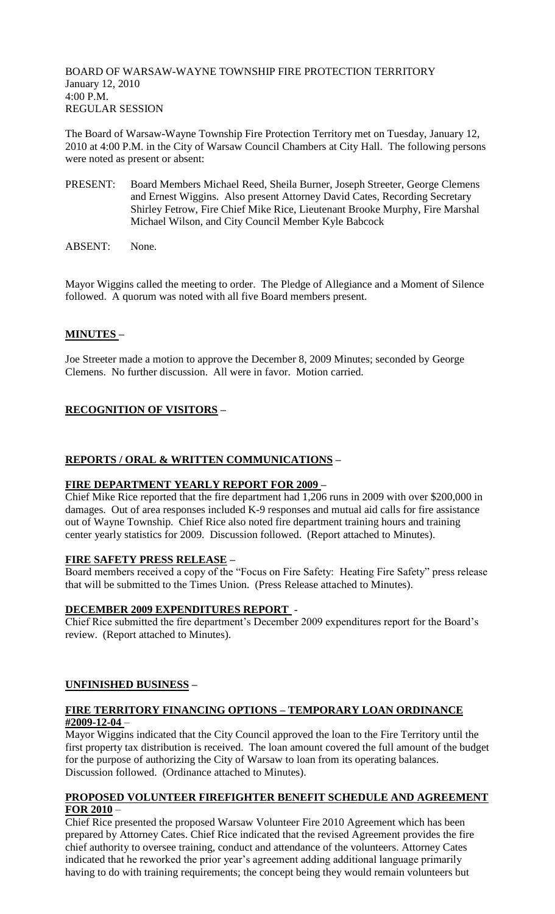BOARD OF WARSAW-WAYNE TOWNSHIP FIRE PROTECTION TERRITORY
January 12, 2010
4:00 P.M.
REGULAR SESSION

The Board of Warsaw-Wayne Township Fire Protection Territory met on Tuesday, January 12, 2010 at 4:00 P.M. in the City of Warsaw Council Chambers at City Hall. The following persons were noted as present or absent:

PRESENT: Board Members Michael Reed, Sheila Burner, Joseph Streeter, George Clemens and Ernest Wiggins. Also present Attorney David Cates, Recording Secretary Shirley Fetrow, Fire Chief Mike Rice, Lieutenant Brooke Murphy, Fire Marshal Michael Wilson, and City Council Member Kyle Babcock

ABSENT: None.

Mayor Wiggins called the meeting to order. The Pledge of Allegiance and a Moment of Silence followed. A quorum was noted with all five Board members present.

**MINUTES –**

Joe Streeter made a motion to approve the December 8, 2009 Minutes; seconded by George Clemens. No further discussion. All were in favor. Motion carried.

**RECOGNITION OF VISITORS –**

**REPORTS / ORAL & WRITTEN COMMUNICATIONS –**

**FIRE DEPARTMENT YEARLY REPORT FOR 2009 –**

Chief Mike Rice reported that the fire department had 1,206 runs in 2009 with over $200,000 in damages. Out of area responses included K-9 responses and mutual aid calls for fire assistance out of Wayne Township. Chief Rice also noted fire department training hours and training center yearly statistics for 2009. Discussion followed. (Report attached to Minutes).

**FIRE SAFETY PRESS RELEASE –**

Board members received a copy of the "Focus on Fire Safety: Heating Fire Safety" press release that will be submitted to the Times Union. (Press Release attached to Minutes).

**DECEMBER 2009 EXPENDITURES REPORT -**

Chief Rice submitted the fire department's December 2009 expenditures report for the Board's review. (Report attached to Minutes).

**UNFINISHED BUSINESS –**

**FIRE TERRITORY FINANCING OPTIONS – TEMPORARY LOAN ORDINANCE #2009-12-04 –**

Mayor Wiggins indicated that the City Council approved the loan to the Fire Territory until the first property tax distribution is received. The loan amount covered the full amount of the budget for the purpose of authorizing the City of Warsaw to loan from its operating balances. Discussion followed. (Ordinance attached to Minutes).

**PROPOSED VOLUNTEER FIREFIGHTER BENEFIT SCHEDULE AND AGREEMENT FOR 2010 –**

Chief Rice presented the proposed Warsaw Volunteer Fire 2010 Agreement which has been prepared by Attorney Cates. Chief Rice indicated that the revised Agreement provides the fire chief authority to oversee training, conduct and attendance of the volunteers. Attorney Cates indicated that he reworked the prior year's agreement adding additional language primarily having to do with training requirements; the concept being they would remain volunteers but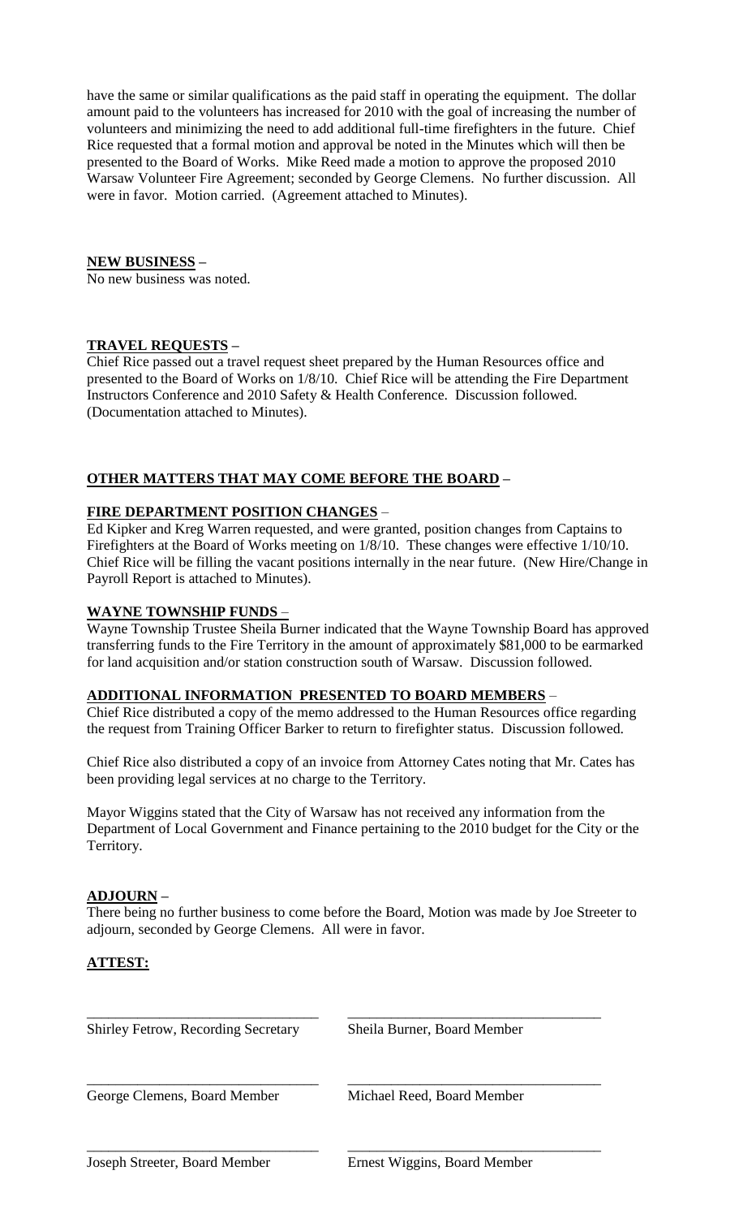have the same or similar qualifications as the paid staff in operating the equipment. The dollar amount paid to the volunteers has increased for 2010 with the goal of increasing the number of volunteers and minimizing the need to add additional full-time firefighters in the future. Chief Rice requested that a formal motion and approval be noted in the Minutes which will then be presented to the Board of Works. Mike Reed made a motion to approve the proposed 2010 Warsaw Volunteer Fire Agreement; seconded by George Clemens. No further discussion. All were in favor. Motion carried. (Agreement attached to Minutes).

**NEW BUSINESS –**

No new business was noted.

**TRAVEL REQUESTS –**

Chief Rice passed out a travel request sheet prepared by the Human Resources office and presented to the Board of Works on 1/8/10. Chief Rice will be attending the Fire Department Instructors Conference and 2010 Safety & Health Conference. Discussion followed. (Documentation attached to Minutes).

**OTHER MATTERS THAT MAY COME BEFORE THE BOARD –**

**FIRE DEPARTMENT POSITION CHANGES –**

Ed Kipker and Kreg Warren requested, and were granted, position changes from Captains to Firefighters at the Board of Works meeting on 1/8/10. These changes were effective 1/10/10. Chief Rice will be filling the vacant positions internally in the near future. (New Hire/Change in Payroll Report is attached to Minutes).

**WAYNE TOWNSHIP FUNDS –**

Wayne Township Trustee Sheila Burner indicated that the Wayne Township Board has approved transferring funds to the Fire Territory in the amount of approximately $81,000 to be earmarked for land acquisition and/or station construction south of Warsaw. Discussion followed.

**ADDITIONAL INFORMATION PRESENTED TO BOARD MEMBERS –**

Chief Rice distributed a copy of the memo addressed to the Human Resources office regarding the request from Training Officer Barker to return to firefighter status. Discussion followed.

Chief Rice also distributed a copy of an invoice from Attorney Cates noting that Mr. Cates has been providing legal services at no charge to the Territory.

Mayor Wiggins stated that the City of Warsaw has not received any information from the Department of Local Government and Finance pertaining to the 2010 budget for the City or the Territory.

**ADJOURN –**

There being no further business to come before the Board, Motion was made by Joe Streeter to adjourn, seconded by George Clemens. All were in favor.

**ATTEST:**

| | |
|---|---|
| ______________________________ | ______________________________ |
| Shirley Fetrow, Recording Secretary | Sheila Burner, Board Member |
| ______________________________ | ______________________________ |
| George Clemens, Board Member | Michael Reed, Board Member |
| ______________________________ | ______________________________ |
| Joseph Streeter, Board Member | Ernest Wiggins, Board Member |